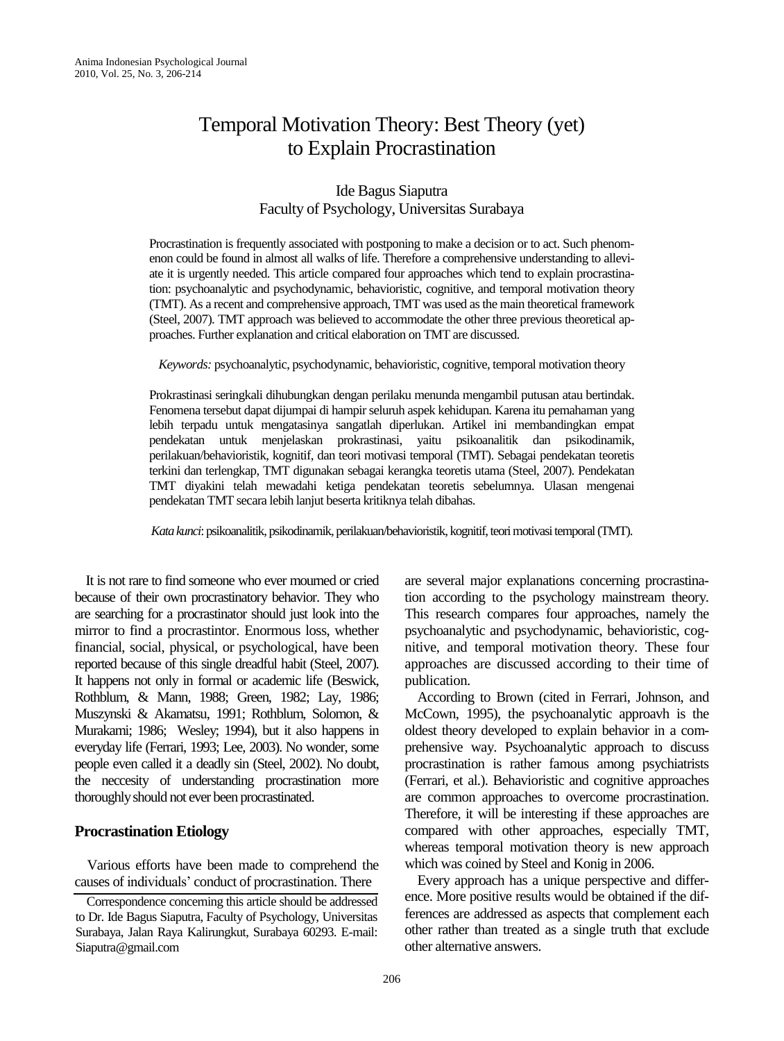# Temporal Motivation Theory: Best Theory (yet) to Explain Procrastination

Ide Bagus Siaputra
Faculty of Psychology, Universitas Surabaya

Procrastination is frequently associated with postponing to make a decision or to act. Such phenomenon could be found in almost all walks of life. Therefore a comprehensive understanding to alleviate it is urgently needed. This article compared four approaches which tend to explain procrastination: psychoanalytic and psychodynamic, behavioristic, cognitive, and temporal motivation theory (TMT). As a recent and comprehensive approach, TMT was used as the main theoretical framework (Steel, 2007). TMT approach was believed to accommodate the other three previous theoretical approaches. Further explanation and critical elaboration on TMT are discussed.

*Keywords:* psychoanalytic, psychodynamic, behavioristic, cognitive, temporal motivation theory

Prokrastinasi seringkali dihubungkan dengan perilaku menunda mengambil putusan atau bertindak. Fenomena tersebut dapat dijumpai di hampir seluruh aspek kehidupan. Karena itu pemahaman yang lebih terpadu untuk mengatasinya sangatlah diperlukan. Artikel ini membandingkan empat pendekatan untuk menjelaskan prokrastinasi, yaitu psikoanalitik dan psikodinamik, perilakuan/behavioristik, kognitif, dan teori motivasi temporal (TMT). Sebagai pendekatan teoretis terkini dan terlengkap, TMT digunakan sebagai kerangka teoretis utama (Steel, 2007). Pendekatan TMT diyakini telah mewadahi ketiga pendekatan teoretis sebelumnya. Ulasan mengenai pendekatan TMT secara lebih lanjut beserta kritiknya telah dibahas.

*Kata kunci*: psikoanalitik, psikodinamik, perilakuan/behavioristik, kognitif, teori motivasi temporal (TMT).

It is not rare to find someone who ever mourned or cried because of their own procrastinatory behavior. They who are searching for a procrastinator should just look into the mirror to find a procrastintor. Enormous loss, whether financial, social, physical, or psychological, have been reported because of this single dreadful habit (Steel, 2007). It happens not only in formal or academic life (Beswick, Rothblum, & Mann, 1988; Green, 1982; Lay, 1986; Muszynski & Akamatsu, 1991; Rothblum, Solomon, & Murakami; 1986; Wesley; 1994), but it also happens in everyday life (Ferrari, 1993; Lee, 2003). No wonder, some people even called it a deadly sin (Steel, 2002). No doubt, the neccesity of understanding procrastination more thoroughly should not ever been procrastinated.

## Procrastination Etiology

Various efforts have been made to comprehend the causes of individuals' conduct of procrastination. There are several major explanations concerning procrastination according to the psychology mainstream theory. This research compares four approaches, namely the psychoanalytic and psychodynamic, behavioristic, cognitive, and temporal motivation theory. These four approaches are discussed according to their time of publication.

According to Brown (cited in Ferrari, Johnson, and McCown, 1995), the psychoanalytic approavh is the oldest theory developed to explain behavior in a comprehensive way. Psychoanalytic approach to discuss procrastination is rather famous among psychiatrists (Ferrari, et al.). Behavioristic and cognitive approaches are common approaches to overcome procrastination. Therefore, it will be interesting if these approaches are compared with other approaches, especially TMT, whereas temporal motivation theory is new approach which was coined by Steel and Konig in 2006.

Every approach has a unique perspective and difference. More positive results would be obtained if the differences are addressed as aspects that complement each other rather than treated as a single truth that exclude other alternative answers.

Correspondence concerning this article should be addressed to Dr. Ide Bagus Siaputra, Faculty of Psychology, Universitas Surabaya, Jalan Raya Kalirungkut, Surabaya 60293. E-mail: Siaputra@gmail.com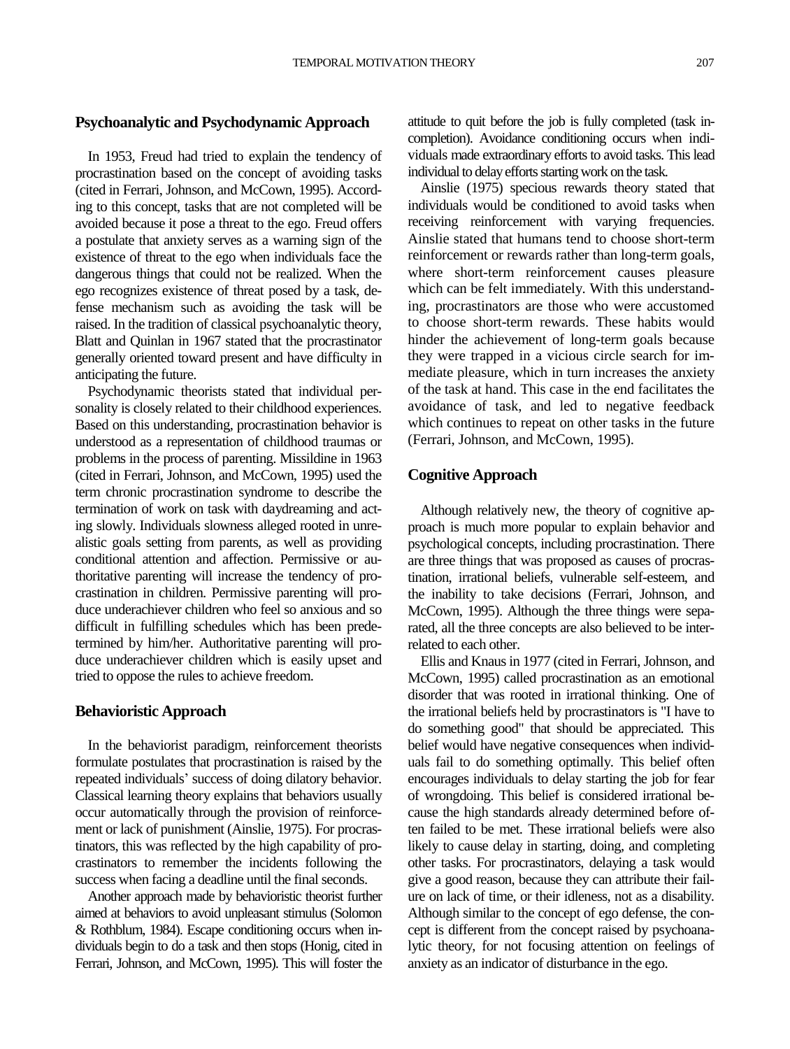## Psychoanalytic and Psychodynamic Approach

In 1953, Freud had tried to explain the tendency of procrastination based on the concept of avoiding tasks (cited in Ferrari, Johnson, and McCown, 1995). According to this concept, tasks that are not completed will be avoided because it pose a threat to the ego. Freud offers a postulate that anxiety serves as a warning sign of the existence of threat to the ego when individuals face the dangerous things that could not be realized. When the ego recognizes existence of threat posed by a task, defense mechanism such as avoiding the task will be raised. In the tradition of classical psychoanalytic theory, Blatt and Quinlan in 1967 stated that the procrastinator generally oriented toward present and have difficulty in anticipating the future.

Psychodynamic theorists stated that individual personality is closely related to their childhood experiences. Based on this understanding, procrastination behavior is understood as a representation of childhood traumas or problems in the process of parenting. Missildine in 1963 (cited in Ferrari, Johnson, and McCown, 1995) used the term chronic procrastination syndrome to describe the termination of work on task with daydreaming and acting slowly. Individuals slowness alleged rooted in unrealistic goals setting from parents, as well as providing conditional attention and affection. Permissive or authoritative parenting will increase the tendency of procrastination in children. Permissive parenting will produce underachiever children who feel so anxious and so difficult in fulfilling schedules which has been predetermined by him/her. Authoritative parenting will produce underachiever children which is easily upset and tried to oppose the rules to achieve freedom.

## Behavioristic Approach

In the behaviorist paradigm, reinforcement theorists formulate postulates that procrastination is raised by the repeated individuals' success of doing dilatory behavior. Classical learning theory explains that behaviors usually occur automatically through the provision of reinforcement or lack of punishment (Ainslie, 1975). For procrastinators, this was reflected by the high capability of procrastinators to remember the incidents following the success when facing a deadline until the final seconds.

Another approach made by behavioristic theorist further aimed at behaviors to avoid unpleasant stimulus (Solomon & Rothblum, 1984). Escape conditioning occurs when individuals begin to do a task and then stops (Honig, cited in Ferrari, Johnson, and McCown, 1995). This will foster the attitude to quit before the job is fully completed (task incompletion). Avoidance conditioning occurs when individuals made extraordinary efforts to avoid tasks. This lead individual to delay efforts starting work on the task.

Ainslie (1975) specious rewards theory stated that individuals would be conditioned to avoid tasks when receiving reinforcement with varying frequencies. Ainslie stated that humans tend to choose short-term reinforcement or rewards rather than long-term goals, where short-term reinforcement causes pleasure which can be felt immediately. With this understanding, procrastinators are those who were accustomed to choose short-term rewards. These habits would hinder the achievement of long-term goals because they were trapped in a vicious circle search for immediate pleasure, which in turn increases the anxiety of the task at hand. This case in the end facilitates the avoidance of task, and led to negative feedback which continues to repeat on other tasks in the future (Ferrari, Johnson, and McCown, 1995).

## Cognitive Approach

Although relatively new, the theory of cognitive approach is much more popular to explain behavior and psychological concepts, including procrastination. There are three things that was proposed as causes of procrastination, irrational beliefs, vulnerable self-esteem, and the inability to take decisions (Ferrari, Johnson, and McCown, 1995). Although the three things were separated, all the three concepts are also believed to be interrelated to each other.

Ellis and Knaus in 1977 (cited in Ferrari, Johnson, and McCown, 1995) called procrastination as an emotional disorder that was rooted in irrational thinking. One of the irrational beliefs held by procrastinators is "I have to do something good" that should be appreciated. This belief would have negative consequences when individuals fail to do something optimally. This belief often encourages individuals to delay starting the job for fear of wrongdoing. This belief is considered irrational because the high standards already determined before often failed to be met. These irrational beliefs were also likely to cause delay in starting, doing, and completing other tasks. For procrastinators, delaying a task would give a good reason, because they can attribute their failure on lack of time, or their idleness, not as a disability. Although similar to the concept of ego defense, the concept is different from the concept raised by psychoanalytic theory, for not focusing attention on feelings of anxiety as an indicator of disturbance in the ego.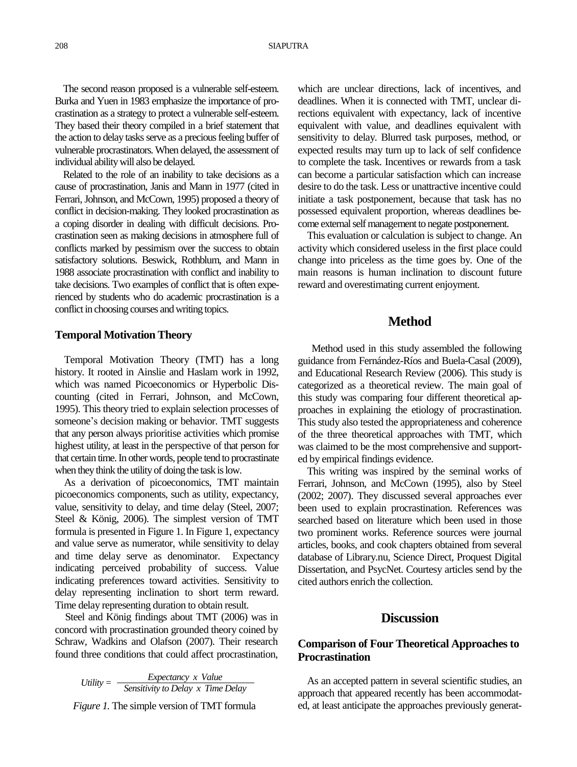The second reason proposed is a vulnerable self-esteem. Burka and Yuen in 1983 emphasize the importance of procrastination as a strategy to protect a vulnerable self-esteem. They based their theory compiled in a brief statement that the action to delay tasks serve as a precious feeling buffer of vulnerable procrastinators. When delayed, the assessment of individual ability will also be delayed.

Related to the role of an inability to take decisions as a cause of procrastination, Janis and Mann in 1977 (cited in Ferrari, Johnson, and McCown, 1995) proposed a theory of conflict in decision-making. They looked procrastination as a coping disorder in dealing with difficult decisions. Procrastination seen as making decisions in atmosphere full of conflicts marked by pessimism over the success to obtain satisfactory solutions. Beswick, Rothblum, and Mann in 1988 associate procrastination with conflict and inability to take decisions. Two examples of conflict that is often experienced by students who do academic procrastination is a conflict in choosing courses and writing topics.

### Temporal Motivation Theory

Temporal Motivation Theory (TMT) has a long history. It rooted in Ainslie and Haslam work in 1992, which was named Picoeconomics or Hyperbolic Discounting (cited in Ferrari, Johnson, and McCown, 1995). This theory tried to explain selection processes of someone's decision making or behavior. TMT suggests that any person always prioritise activities which promise highest utility, at least in the perspective of that person for that certain time. In other words, people tend to procrastinate when they think the utility of doing the task is low.

As a derivation of picoeconomics, TMT maintain picoeconomics components, such as utility, expectancy, value, sensitivity to delay, and time delay (Steel, 2007; Steel & König, 2006). The simplest version of TMT formula is presented in Figure 1. In Figure 1, expectancy and value serve as numerator, while sensitivity to delay and time delay serve as denominator. Expectancy indicating perceived probability of success. Value indicating preferences toward activities. Sensitivity to delay representing inclination to short term reward. Time delay representing duration to obtain result.

Steel and König findings about TMT (2006) was in concord with procrastination grounded theory coined by Schraw, Wadkins and Olafson (2007). Their research found three conditions that could affect procrastination, which are unclear directions, lack of incentives, and deadlines. When it is connected with TMT, unclear directions equivalent with expectancy, lack of incentive equivalent with value, and deadlines equivalent with sensitivity to delay. Blurred task purposes, method, or expected results may turn up to lack of self confidence to complete the task. Incentives or rewards from a task can become a particular satisfaction which can increase desire to do the task. Less or unattractive incentive could initiate a task postponement, because that task has no possessed equivalent proportion, whereas deadlines become external self management to negate postponement.

$$Utility = \frac{Expectancy \ x \ Value}{Sensitivity \ to \ Delay \ x \ Time \ Delay}$$

*Figure 1.* The simple version of TMT formula

This evaluation or calculation is subject to change. An activity which considered useless in the first place could change into priceless as the time goes by. One of the main reasons is human inclination to discount future reward and overestimating current enjoyment.

## Method

Method used in this study assembled the following guidance from Fernández-Ríos and Buela-Casal (2009), and Educational Research Review (2006). This study is categorized as a theoretical review. The main goal of this study was comparing four different theoretical approaches in explaining the etiology of procrastination. This study also tested the appropriateness and coherence of the three theoretical approaches with TMT, which was claimed to be the most comprehensive and supported by empirical findings evidence.

This writing was inspired by the seminal works of Ferrari, Johnson, and McCown (1995), also by Steel (2002; 2007). They discussed several approaches ever been used to explain procrastination. References was searched based on literature which been used in those two prominent works. Reference sources were journal articles, books, and cook chapters obtained from several database of Library.nu, Science Direct, Proquest Digital Dissertation, and PsycNet. Courtesy articles send by the cited authors enrich the collection.

## Discussion

### Comparison of Four Theoretical Approaches to Procrastination

As an accepted pattern in several scientific studies, an approach that appeared recently has been accommodated, at least anticipate the approaches previously generat-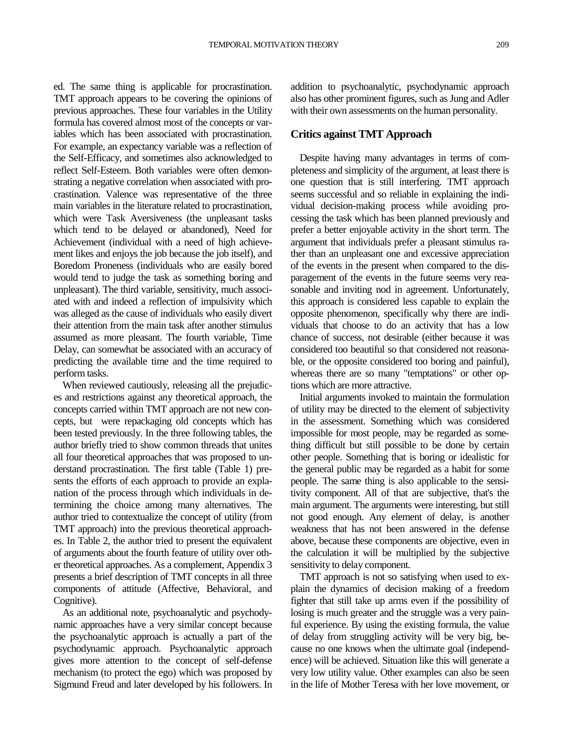ed. The same thing is applicable for procrastination. TMT approach appears to be covering the opinions of previous approaches. These four variables in the Utility formula has covered almost most of the concepts or variables which has been associated with procrastination. For example, an expectancy variable was a reflection of the Self-Efficacy, and sometimes also acknowledged to reflect Self-Esteem. Both variables were often demonstrating a negative correlation when associated with procrastination. Valence was representative of the three main variables in the literature related to procrastination, which were Task Aversiveness (the unpleasant tasks which tend to be delayed or abandoned), Need for Achievement (individual with a need of high achievement likes and enjoys the job because the job itself), and Boredom Proneness (individuals who are easily bored would tend to judge the task as something boring and unpleasant). The third variable, sensitivity, much associated with and indeed a reflection of impulsivity which was alleged as the cause of individuals who easily divert their attention from the main task after another stimulus assumed as more pleasant. The fourth variable, Time Delay, can somewhat be associated with an accuracy of predicting the available time and the time required to perform tasks.

When reviewed cautiously, releasing all the prejudices and restrictions against any theoretical approach, the concepts carried within TMT approach are not new concepts, but were repackaging old concepts which has been tested previously. In the three following tables, the author briefly tried to show common threads that unites all four theoretical approaches that was proposed to understand procrastination. The first table (Table 1) presents the efforts of each approach to provide an explanation of the process through which individuals in determining the choice among many alternatives. The author tried to contextualize the concept of utility (from TMT approach) into the previous theoretical approaches. In Table 2, the author tried to present the equivalent of arguments about the fourth feature of utility over other theoretical approaches. As a complement, Appendix 3 presents a brief description of TMT concepts in all three components of attitude (Affective, Behavioral, and Cognitive).

As an additional note, psychoanalytic and psychodynamic approaches have a very similar concept because the psychoanalytic approach is actually a part of the psychodynamic approach. Psychoanalytic approach gives more attention to the concept of self-defense mechanism (to protect the ego) which was proposed by Sigmund Freud and later developed by his followers. In addition to psychoanalytic, psychodynamic approach also has other prominent figures, such as Jung and Adler with their own assessments on the human personality.

## Critics against TMT Approach

Despite having many advantages in terms of completeness and simplicity of the argument, at least there is one question that is still interfering. TMT approach seems successful and so reliable in explaining the individual decision-making process while avoiding processing the task which has been planned previously and prefer a better enjoyable activity in the short term. The argument that individuals prefer a pleasant stimulus rather than an unpleasant one and excessive appreciation of the events in the present when compared to the disparagement of the events in the future seems very reasonable and inviting nod in agreement. Unfortunately, this approach is considered less capable to explain the opposite phenomenon, specifically why there are individuals that choose to do an activity that has a low chance of success, not desirable (either because it was considered too beautiful so that considered not reasonable, or the opposite considered too boring and painful), whereas there are so many "temptations" or other options which are more attractive.

Initial arguments invoked to maintain the formulation of utility may be directed to the element of subjectivity in the assessment. Something which was considered impossible for most people, may be regarded as something difficult but still possible to be done by certain other people. Something that is boring or idealistic for the general public may be regarded as a habit for some people. The same thing is also applicable to the sensitivity component. All of that are subjective, that's the main argument. The arguments were interesting, but still not good enough. Any element of delay, is another weakness that has not been answered in the defense above, because these components are objective, even in the calculation it will be multiplied by the subjective sensitivity to delay component.

TMT approach is not so satisfying when used to explain the dynamics of decision making of a freedom fighter that still take up arms even if the possibility of losing is much greater and the struggle was a very painful experience. By using the existing formula, the value of delay from struggling activity will be very big, because no one knows when the ultimate goal (independence) will be achieved. Situation like this will generate a very low utility value. Other examples can also be seen in the life of Mother Teresa with her love movement, or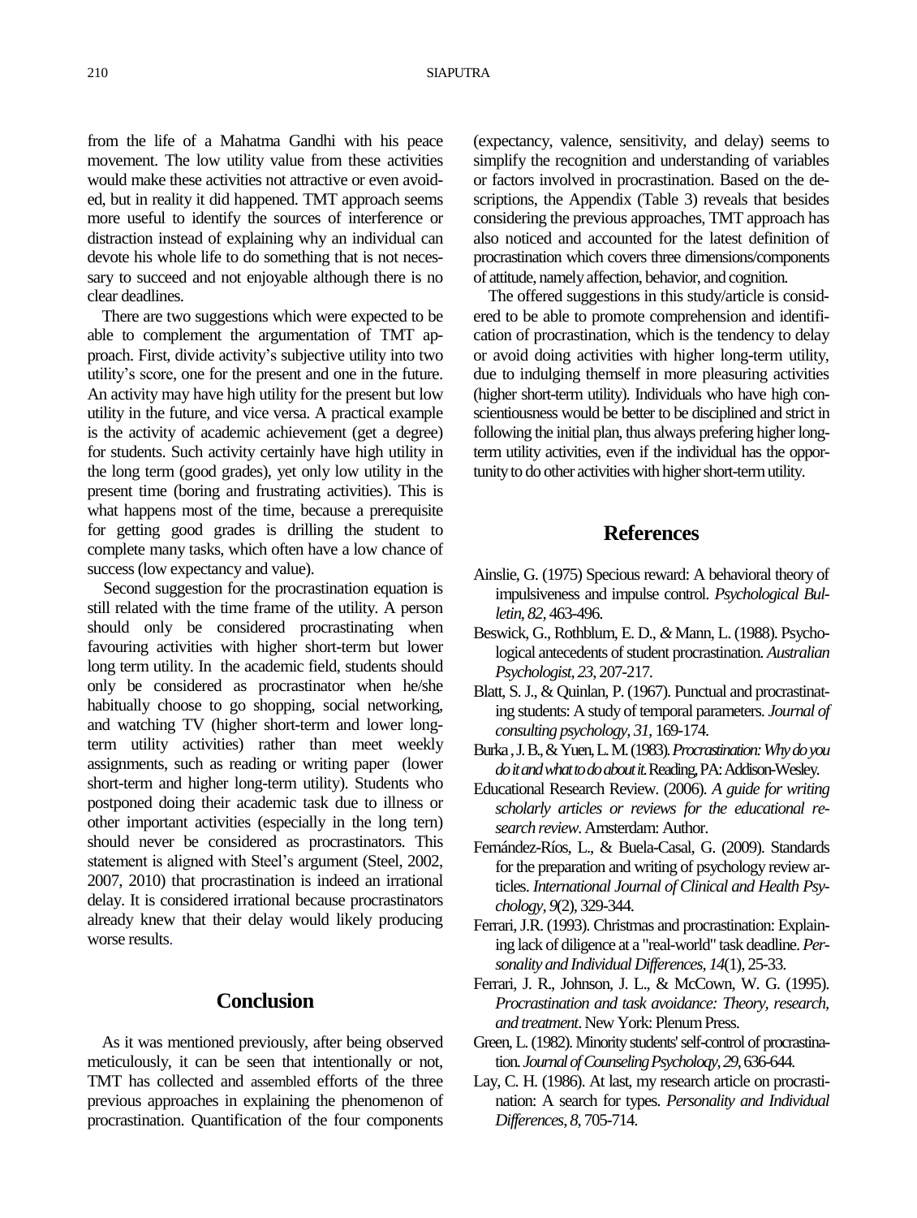from the life of a Mahatma Gandhi with his peace movement. The low utility value from these activities would make these activities not attractive or even avoided, but in reality it did happened. TMT approach seems more useful to identify the sources of interference or distraction instead of explaining why an individual can devote his whole life to do something that is not necessary to succeed and not enjoyable although there is no clear deadlines.

There are two suggestions which were expected to be able to complement the argumentation of TMT approach. First, divide activity's subjective utility into two utility's score, one for the present and one in the future. An activity may have high utility for the present but low utility in the future, and vice versa. A practical example is the activity of academic achievement (get a degree) for students. Such activity certainly have high utility in the long term (good grades), yet only low utility in the present time (boring and frustrating activities). This is what happens most of the time, because a prerequisite for getting good grades is drilling the student to complete many tasks, which often have a low chance of success (low expectancy and value).

Second suggestion for the procrastination equation is still related with the time frame of the utility. A person should only be considered procrastinating when favouring activities with higher short-term but lower long term utility. In the academic field, students should only be considered as procrastinator when he/she habitually choose to go shopping, social networking, and watching TV (higher short-term and lower long-term utility activities) rather than meet weekly assignments, such as reading or writing paper (lower short-term and higher long-term utility). Students who postponed doing their academic task due to illness or other important activities (especially in the long tern) should never be considered as procrastinators. This statement is aligned with Steel's argument (Steel, 2002, 2007, 2010) that procrastination is indeed an irrational delay. It is considered irrational because procrastinators already knew that their delay would likely producing worse results.

## Conclusion

As it was mentioned previously, after being observed meticulously, it can be seen that intentionally or not, TMT has collected and assembled efforts of the three previous approaches in explaining the phenomenon of procrastination. Quantification of the four components (expectancy, valence, sensitivity, and delay) seems to simplify the recognition and understanding of variables or factors involved in procrastination. Based on the descriptions, the Appendix (Table 3) reveals that besides considering the previous approaches, TMT approach has also noticed and accounted for the latest definition of procrastination which covers three dimensions/components of attitude, namely affection, behavior, and cognition.

The offered suggestions in this study/article is considered to be able to promote comprehension and identification of procrastination, which is the tendency to delay or avoid doing activities with higher long-term utility, due to indulging themself in more pleasuring activities (higher short-term utility). Individuals who have high conscientiousness would be better to be disciplined and strict in following the initial plan, thus always prefering higher long-term utility activities, even if the individual has the opportunity to do other activities with higher short-term utility.

## References

Ainslie, G. (1975) Specious reward: A behavioral theory of impulsiveness and impulse control. *Psychological Bulletin, 82*, 463-496.

Beswick, G., Rothblum, E. D., & Mann, L. (1988). Psychological antecedents of student procrastination. *Australian Psychologist, 23*, 207-217.

Blatt, S. J., & Quinlan, P. (1967). Punctual and procrastinating students: A study of temporal parameters. *Journal of consulting psychology, 31*, 169-174.

Burka , J. B., & Yuen, L. M. (1983). *Procrastination: Why do you do it and what to do about it.* Reading, PA: Addison-Wesley.

Educational Research Review. (2006). *A guide for writing scholarly articles or reviews for the educational research review*. Amsterdam: Author.

Fernández-Ríos, L., & Buela-Casal, G. (2009). Standards for the preparation and writing of psychology review articles. *International Journal of Clinical and Health Psychology, 9*(2), 329-344.

Ferrari, J.R. (1993). Christmas and procrastination: Explaining lack of diligence at a "real-world" task deadline. *Personality and Individual Differences, 14*(1), 25-33.

Ferrari, J. R., Johnson, J. L., & McCown, W. G. (1995). *Procrastination and task avoidance: Theory, research, and treatment*. New York: Plenum Press.

Green, L. (1982). Minority students' self-control of procrastination. *Journal of Counseling Psychology, 29*, 636-644.

Lay, C. H. (1986). At last, my research article on procrastination: A search for types. *Personality and Individual Differences, 8*, 705-714.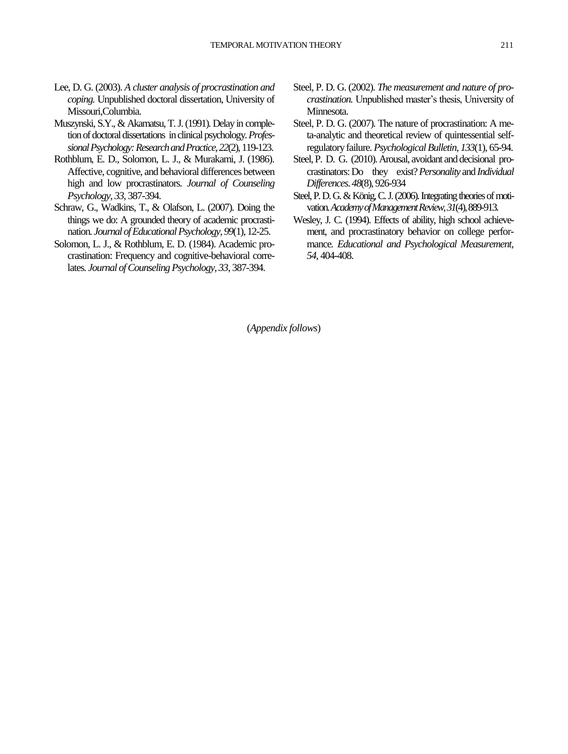Lee, D. G. (2003). *A cluster analysis of procrastination and coping.* Unpublished doctoral dissertation, University of Missouri,Columbia.

Muszynski, S.Y., & Akamatsu, T. J. (1991). Delay in completion of doctoral dissertations in clinical psychology. *Professional Psychology: Research and Practice*, *22*(2), 119-123.

Rothblum, E. D., Solomon, L. J., & Murakami, J. (1986). Affective, cognitive, and behavioral differences between high and low procrastinators. *Journal of Counseling Psychology*, *33*, 387-394.

Schraw, G., Wadkins, T., & Olafson, L. (2007). Doing the things we do: A grounded theory of academic procrastination. *Journal of Educational Psychology*, *99*(1), 12-25.

Solomon, L. J., & Rothblum, E. D. (1984). Academic procrastination: Frequency and cognitive-behavioral correlates. *Journal of Counseling Psychology*, *33*, 387-394.

Steel, P. D. G. (2002). *The measurement and nature of procrastination.* Unpublished master's thesis, University of Minnesota.

Steel, P. D. G. (2007). The nature of procrastination: A meta-analytic and theoretical review of quintessential self-regulatory failure. *Psychological Bulletin*, *133*(1), 65-94.

Steel, P. D. G. (2010). Arousal, avoidant and decisional procrastinators: Do they exist? *Personality* and *Individual Differences*. *48*(8), 926-934

Steel, P. D. G. & König, C. J. (2006). Integrating theories of motivation. *Academy of Management Review*, *31*(4), 889-913.

Wesley, J. C. (1994). Effects of ability, high school achievement, and procrastinatory behavior on college performance. *Educational and Psychological Measurement*, *54*, 404-408.

(*Appendix follows*)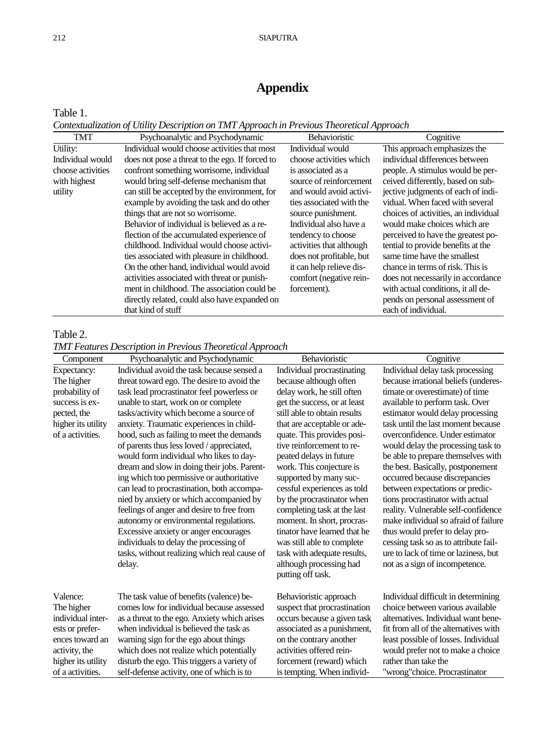# Appendix

Table 1.

*Contextualization of Utility Description on TMT Approach in Previous Theoretical Approach*

| TMT | Psychoanalytic and Psychodynamic | Behavioristic | Cognitive |
|---|---|---|---|
| Utility: Individual would choose activities with highest utility | Individual would choose activities that most does not pose a threat to the ego. If forced to confront something worrisome, individual would bring self-defense mechanism that can still be accepted by the environment, for example by avoiding the task and do other things that are not so worrisome. Behavior of individual is believed as a reflection of the accumulated experience of childhood. Individual would choose activities associated with pleasure in childhood. On the other hand, individual would avoid activities associated with threat or punishment in childhood. The association could be directly related, could also have expanded on that kind of stuff | Individual would choose activities which is associated as a source of reinforcement and would avoid activities associated with the source punishment. Individual also have a tendency to choose activities that although does not profitable, but it can help relieve discomfort (negative reinforcement). | This approach emphasizes the individual differences between people. A stimulus would be perceived differently, based on subjective judgments of each of individual. When faced with several choices of activities, an individual would make choices which are perceived to have the greatest potential to provide benefits at the same time have the smallest chance in terms of risk. This is does not necessarily in accordance with actual conditions, it all depends on personal assessment of each of individual. |

Table 2.

*TMT Features Description in Previous Theoretical Approach*

| Component | Psychoanalytic and Psychodynamic | Behavioristic | Cognitive |
|---|---|---|---|
| Expectancy: The higher probability of success is expected, the higher its utility of a activities. | Individual avoid the task because sensed a threat toward ego. The desire to avoid the task lead procrastinator feel powerless or unable to start, work on or complete tasks/activity which become a source of anxiety. Traumatic experiences in childhood, such as failing to meet the demands of parents thus less loved / appreciated, would form individual who likes to daydream and slow in doing their jobs. Parenting which too permissive or authoritative can lead to procrastination, both accompanied by anxiety or which accompanied by feelings of anger and desire to free from autonomy or environmental regulations. Excessive anxiety or anger encourages individuals to delay the processing of tasks, without realizing which real cause of delay. | Individual procrastinating because although often delay work, he still often get the success, or at least still able to obtain results that are acceptable or adequate. This provides positive reinforcement to repeated delays in future work. This conjecture is supported by many successful experiences as told by the procrastinator when completing task at the last moment. In short, procrastinator have learned that he was still able to complete task with adequate results, although processing had putting off task. | Individual delay task processing because irrational beliefs (underestimate or overestimate) of time available to perform task. Over estimator would delay processing task until the last moment because overconfidence. Under estimator would delay the processing task to be able to prepare themselves with the best. Basically, postponement occurred because discrepancies between expectations or predictions procrastinator with actual reality. Vulnerable self-confidence make individual so afraid of failure thus would prefer to delay processing task so as to attribute failure to lack of time or laziness, but not as a sign of incompetence. |
| Valence: The higher individual interests or preferences toward an activity, the higher its utility of a activities. | The task value of benefits (valence) becomes low for individual because assessed as a threat to the ego. Anxiety which arises when individual is believed the task as warning sign for the ego about things which does not realize which potentially disturb the ego. This triggers a variety of self-defense activity, one of which is to | Behavioristic approach suspect that procrastination occurs because a given task associated as a punishment, on the contrary another activities offered reinforcement (reward) which is tempting. When individ- | Individual difficult in determining choice between various available alternatives. Individual want benefit from all of the alternatives with least possible of losses. Individual would prefer not to make a choice rather than take the "wrong"choice. Procrastinator |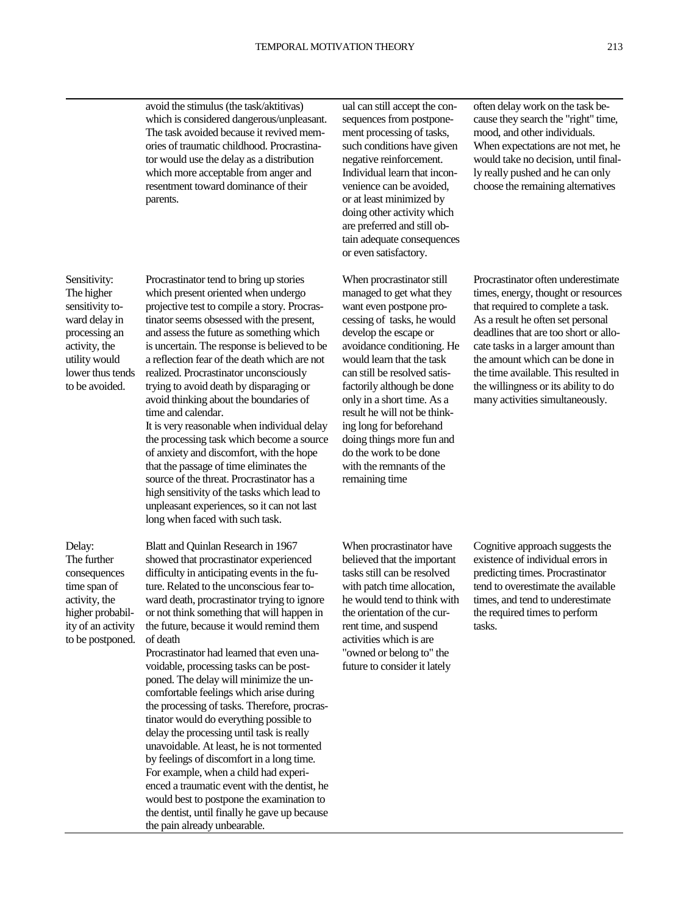| | | | |
|---|---|---|---|
| | avoid the stimulus (the task/aktitivas) which is considered dangerous/unpleasant. The task avoided because it revived memories of traumatic childhood. Procrastinator would use the delay as a distribution which more acceptable from anger and resentment toward dominance of their parents. | ual can still accept the consequences from postponement processing of tasks, such conditions have given negative reinforcement. Individual learn that inconvenience can be avoided, or at least minimized by doing other activity which are preferred and still obtain adequate consequences or even satisfactory. | often delay work on the task because they search the "right" time, mood, and other individuals. When expectations are not met, he would take no decision, until finally really pushed and he can only choose the remaining alternatives |
| Sensitivity: The higher sensitivity toward delay in processing an activity, the utility would lower thus tends to be avoided. | Procrastinator tend to bring up stories which present oriented when undergo projective test to compile a story. Procrastinator seems obsessed with the present, and assess the future as something which is uncertain. The response is believed to be a reflection fear of the death which are not realized. Procrastinator unconsciously trying to avoid death by disparaging or avoid thinking about the boundaries of time and calendar. It is very reasonable when individual delay the processing task which become a source of anxiety and discomfort, with the hope that the passage of time eliminates the source of the threat. Procrastinator has a high sensitivity of the tasks which lead to unpleasant experiences, so it can not last long when faced with such task. | When procrastinator still managed to get what they want even postpone processing of tasks, he would develop the escape or avoidance conditioning. He would learn that the task can still be resolved satisfactorily although be done only in a short time. As a result he will not be thinking long for beforehand doing things more fun and do the work to be done with the remnants of the remaining time | Procrastinator often underestimate times, energy, thought or resources that required to complete a task. As a result he often set personal deadlines that are too short or allocate tasks in a larger amount than the amount which can be done in the time available. This resulted in the willingness or its ability to do many activities simultaneously. |
| Delay: The further consequences time span of activity, the higher probability of an activity to be postponed. | Blatt and Quinlan Research in 1967 showed that procrastinator experienced difficulty in anticipating events in the future. Related to the unconscious fear toward death, procrastinator trying to ignore or not think something that will happen in the future, because it would remind them of death Procrastinator had learned that even unavoidable, processing tasks can be postponed. The delay will minimize the uncomfortable feelings which arise during the processing of tasks. Therefore, procrastinator would do everything possible to delay the processing until task is really unavoidable. At least, he is not tormented by feelings of discomfort in a long time. For example, when a child had experienced a traumatic event with the dentist, he would best to postpone the examination to the dentist, until finally he gave up because the pain already unbearable. | When procrastinator have believed that the important tasks still can be resolved with patch time allocation, he would tend to think with the orientation of the current time, and suspend activities which is are "owned or belong to" the future to consider it lately | Cognitive approach suggests the existence of individual errors in predicting times. Procrastinator tend to overestimate the available times, and tend to underestimate the required times to perform tasks. |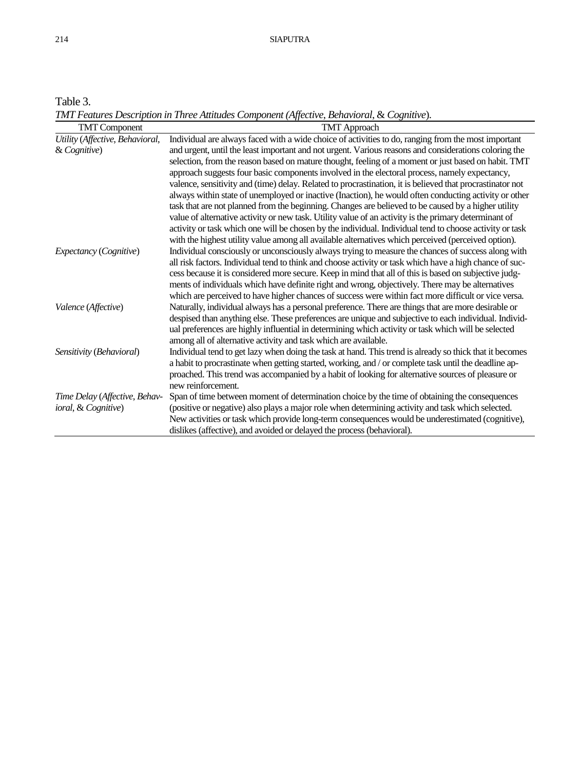Table 3.

*TMT Features Description in Three Attitudes Component (Affective, Behavioral, & Cognitive).*

| TMT Component | TMT Approach |
|---|---|
| *Utility* (*Affective, Behavioral, & Cognitive*) | Individual are always faced with a wide choice of activities to do, ranging from the most important and urgent, until the least important and not urgent. Various reasons and considerations coloring the selection, from the reason based on mature thought, feeling of a moment or just based on habit. TMT approach suggests four basic components involved in the electoral process, namely expectancy, valence, sensitivity and (time) delay. Related to procrastination, it is believed that procrastinator not always within state of unemployed or inactive (Inaction), he would often conducting activity or other task that are not planned from the beginning. Changes are believed to be caused by a higher utility value of alternative activity or new task. Utility value of an activity is the primary determinant of activity or task which one will be chosen by the individual. Individual tend to choose activity or task with the highest utility value among all available alternatives which perceived (perceived option). |
| *Expectancy* (*Cognitive*) | Individual consciously or unconsciously always trying to measure the chances of success along with all risk factors. Individual tend to think and choose activity or task which have a high chance of success because it is considered more secure. Keep in mind that all of this is based on subjective judgments of individuals which have definite right and wrong, objectively. There may be alternatives which are perceived to have higher chances of success were within fact more difficult or vice versa. |
| *Valence* (*Affective*) | Naturally, individual always has a personal preference. There are things that are more desirable or despised than anything else. These preferences are unique and subjective to each individual. Individual preferences are highly influential in determining which activity or task which will be selected among all of alternative activity and task which are available. |
| *Sensitivity* (*Behavioral*) | Individual tend to get lazy when doing the task at hand. This trend is already so thick that it becomes a habit to procrastinate when getting started, working, and / or complete task until the deadline approached. This trend was accompanied by a habit of looking for alternative sources of pleasure or new reinforcement. |
| *Time Delay* (*Affective, Behavioral, & Cognitive*) | Span of time between moment of determination choice by the time of obtaining the consequences (positive or negative) also plays a major role when determining activity and task which selected. New activities or task which provide long-term consequences would be underestimated (cognitive), dislikes (affective), and avoided or delayed the process (behavioral). |